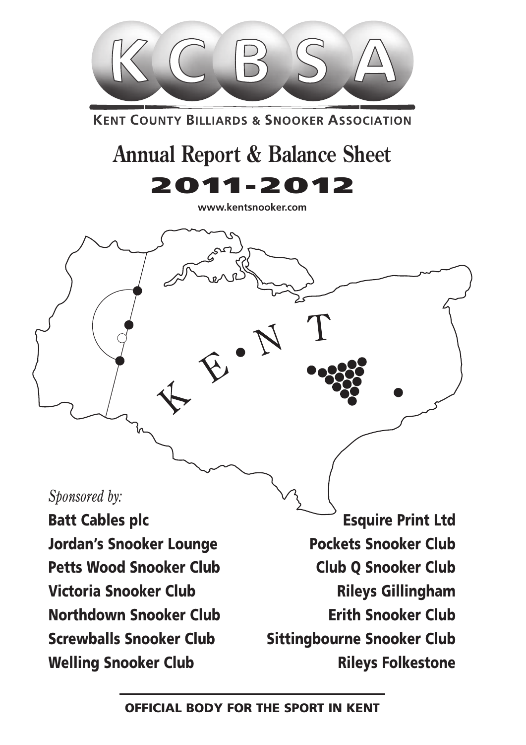# KCBSA

**KENT COUNTY BILLIARDS & SNOOKER ASSOCIATION**

# Annual Report & Balance Sheet

# 2011-2012

**www.kentsnooker.com**

KENT

*Sponsored by:*

**Batt Cables plc**

**Jordan's Snooker Lounge**

**Petts Wood Snooker Club**

**Victoria Snooker Club**

**Northdown Snooker Club**

**Screwballs Snooker Club**

**Welling Snooker Club**

**Esquire Print Ltd**

**Pockets Snooker Club**

**Club Q Snooker Club**

**Rileys Gillingham**

**Erith Snooker Club**

**Sittingbourne Snooker Club**

**Rileys Folkestone**

**OFFICIAL BODY FOR THE SPORT IN KENT**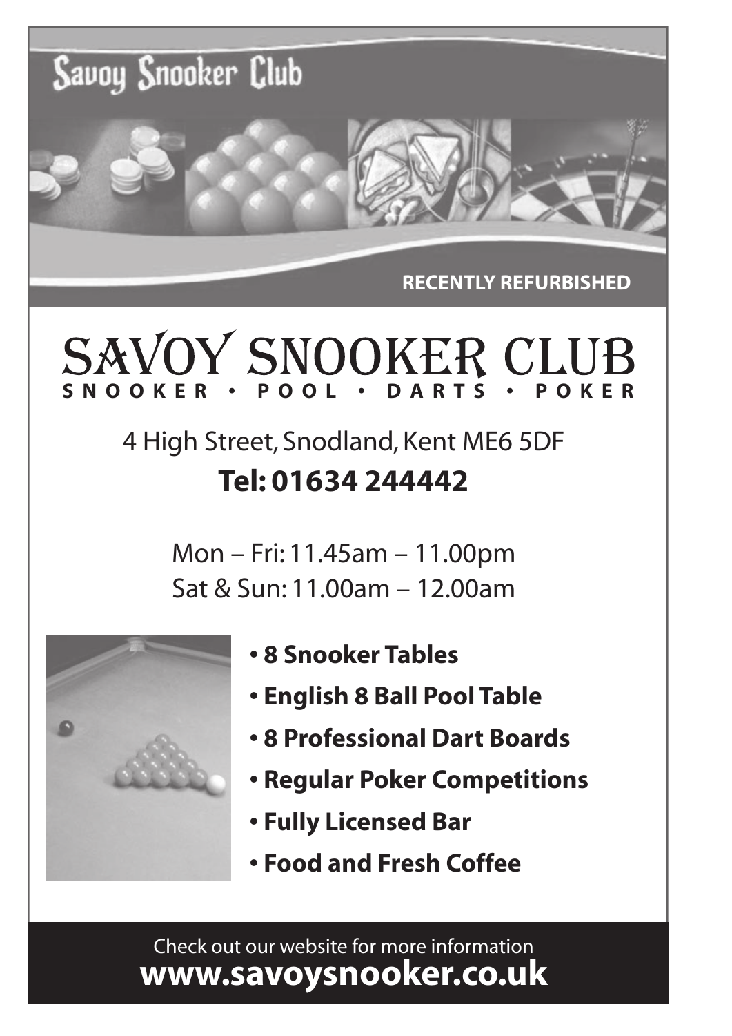Savoy Snooker Club

**RECENTLY REFURBISHED**

# SAVOY SNOOKER CLUB

**SNOOKER • POOL • DARTS • POKER**

4 High Street, Snodland, Kent ME6 5DF

**Tel: 01634 244442**

Mon – Fri: 11.45am – 11.00pm
Sat & Sun: 11.00am – 12.00am

- **8 Snooker Tables**
- **English 8 Ball Pool Table**
- **8 Professional Dart Boards**
- **Regular Poker Competitions**
- **Fully Licensed Bar**
- **Food and Fresh Coffee**

Check out our website for more information
**www.savoysnooker.co.uk**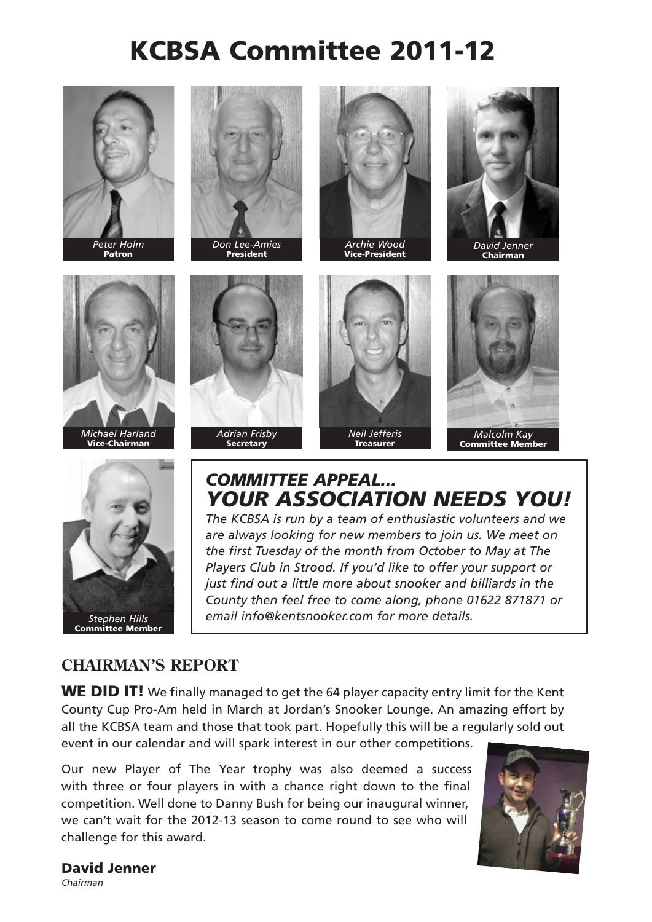# KCBSA Committee 2011-12

*Peter Holm*
**Patron**

*Don Lee-Amies*
**President**

*Archie Wood*
**Vice-President**

*David Jenner*
**Chairman**

*Michael Harland*
**Vice-Chairman**

*Adrian Frisby*
**Secretary**

*Neil Jefferis*
**Treasurer**

*Malcolm Kay*
**Committee Member**

*Stephen Hills*
**Committee Member**

## *COMMITTEE APPEAL... YOUR ASSOCIATION NEEDS YOU!*

*The KCBSA is run by a team of enthusiastic volunteers and we are always looking for new members to join us. We meet on the first Tuesday of the month from October to May at The Players Club in Strood. If you'd like to offer your support or just find out a little more about snooker and billiards in the County then feel free to come along, phone 01622 871871 or email info@kentsnooker.com for more details.*

## CHAIRMAN'S REPORT

**WE DID IT!** We finally managed to get the 64 player capacity entry limit for the Kent County Cup Pro-Am held in March at Jordan's Snooker Lounge. An amazing effort by all the KCBSA team and those that took part. Hopefully this will be a regularly sold out event in our calendar and will spark interest in our other competitions.

Our new Player of The Year trophy was also deemed a success with three or four players in with a chance right down to the final competition. Well done to Danny Bush for being our inaugural winner, we can't wait for the 2012-13 season to come round to see who will challenge for this award.

**David Jenner**
*Chairman*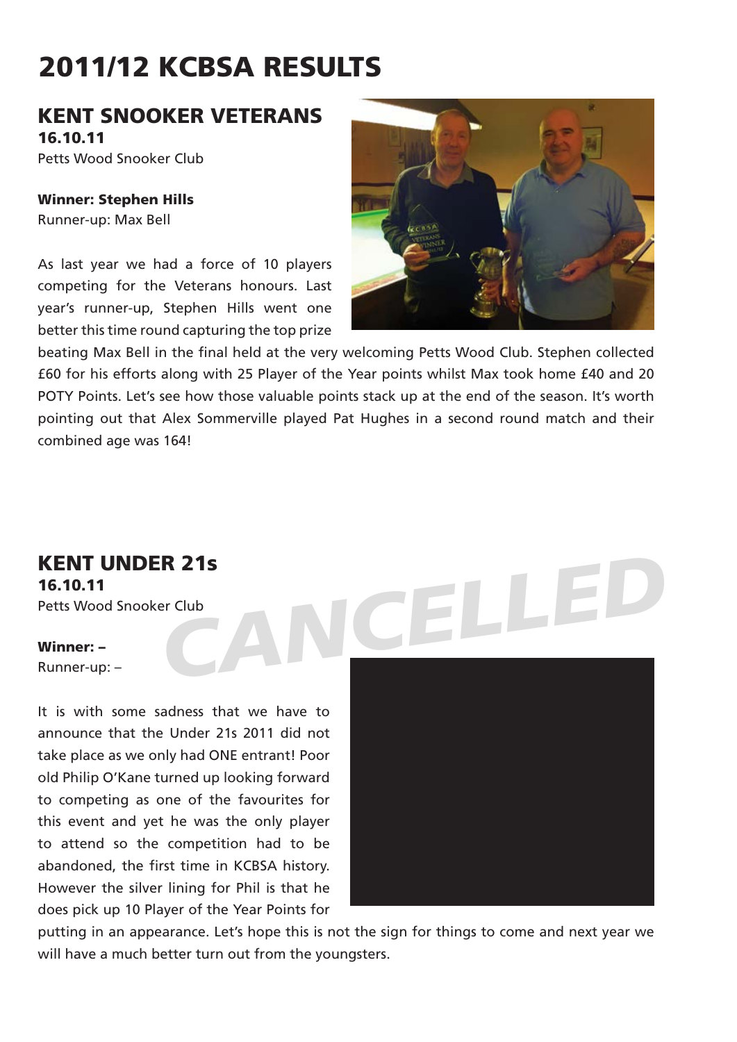# 2011/12 KCBSA RESULTS

## KENT SNOOKER VETERANS

**16.10.11**

Petts Wood Snooker Club

**Winner: Stephen Hills**

Runner-up: Max Bell

As last year we had a force of 10 players competing for the Veterans honours. Last year's runner-up, Stephen Hills went one better this time round capturing the top prize beating Max Bell in the final held at the very welcoming Petts Wood Club. Stephen collected £60 for his efforts along with 25 Player of the Year points whilst Max took home £40 and 20 POTY Points. Let's see how those valuable points stack up at the end of the season. It's worth pointing out that Alex Sommerville played Pat Hughes in a second round match and their combined age was 164!

## KENT UNDER 21s

**16.10.11**

Petts Wood Snooker Club

*CANCELLED*

**Winner: –**

Runner-up: –

It is with some sadness that we have to announce that the Under 21s 2011 did not take place as we only had ONE entrant! Poor old Philip O'Kane turned up looking forward to competing as one of the favourites for this event and yet he was the only player to attend so the competition had to be abandoned, the first time in KCBSA history. However the silver lining for Phil is that he does pick up 10 Player of the Year Points for putting in an appearance. Let's hope this is not the sign for things to come and next year we will have a much better turn out from the youngsters.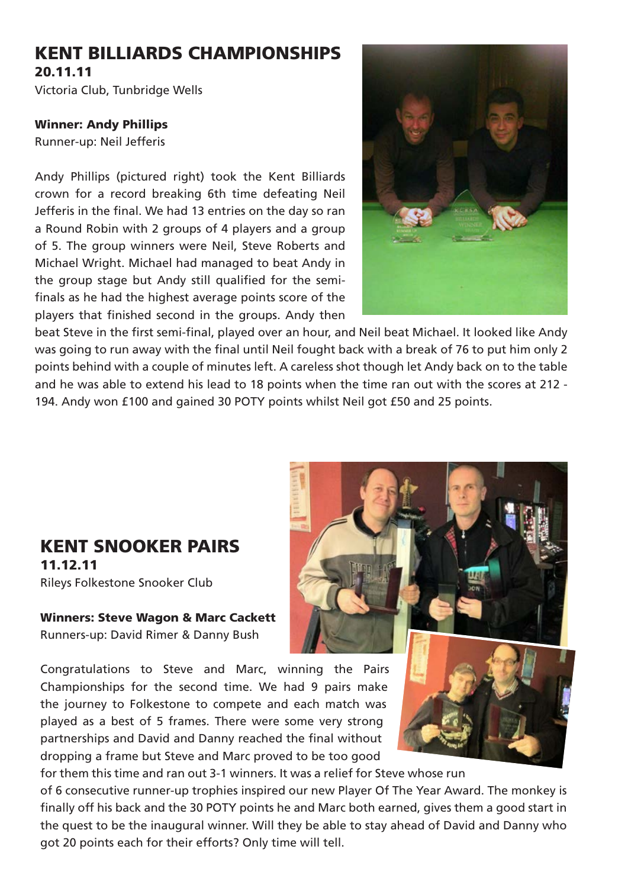## KENT BILLIARDS CHAMPIONSHIPS

**20.11.11**

Victoria Club, Tunbridge Wells

**Winner: Andy Phillips**

Runner-up: Neil Jefferis

Andy Phillips (pictured right) took the Kent Billiards crown for a record breaking 6th time defeating Neil Jefferis in the final. We had 13 entries on the day so ran a Round Robin with 2 groups of 4 players and a group of 5. The group winners were Neil, Steve Roberts and Michael Wright. Michael had managed to beat Andy in the group stage but Andy still qualified for the semi-finals as he had the highest average points score of the players that finished second in the groups. Andy then beat Steve in the first semi-final, played over an hour, and Neil beat Michael. It looked like Andy was going to run away with the final until Neil fought back with a break of 76 to put him only 2 points behind with a couple of minutes left. A careless shot though let Andy back on to the table and he was able to extend his lead to 18 points when the time ran out with the scores at 212 - 194. Andy won £100 and gained 30 POTY points whilst Neil got £50 and 25 points.

## KENT SNOOKER PAIRS

**11.12.11**

Rileys Folkestone Snooker Club

**Winners: Steve Wagon & Marc Cackett**

Runners-up: David Rimer & Danny Bush

Congratulations to Steve and Marc, winning the Pairs Championships for the second time. We had 9 pairs make the journey to Folkestone to compete and each match was played as a best of 5 frames. There were some very strong partnerships and David and Danny reached the final without dropping a frame but Steve and Marc proved to be too good for them this time and ran out 3-1 winners. It was a relief for Steve whose run of 6 consecutive runner-up trophies inspired our new Player Of The Year Award. The monkey is finally off his back and the 30 POTY points he and Marc both earned, gives them a good start in the quest to be the inaugural winner. Will they be able to stay ahead of David and Danny who got 20 points each for their efforts? Only time will tell.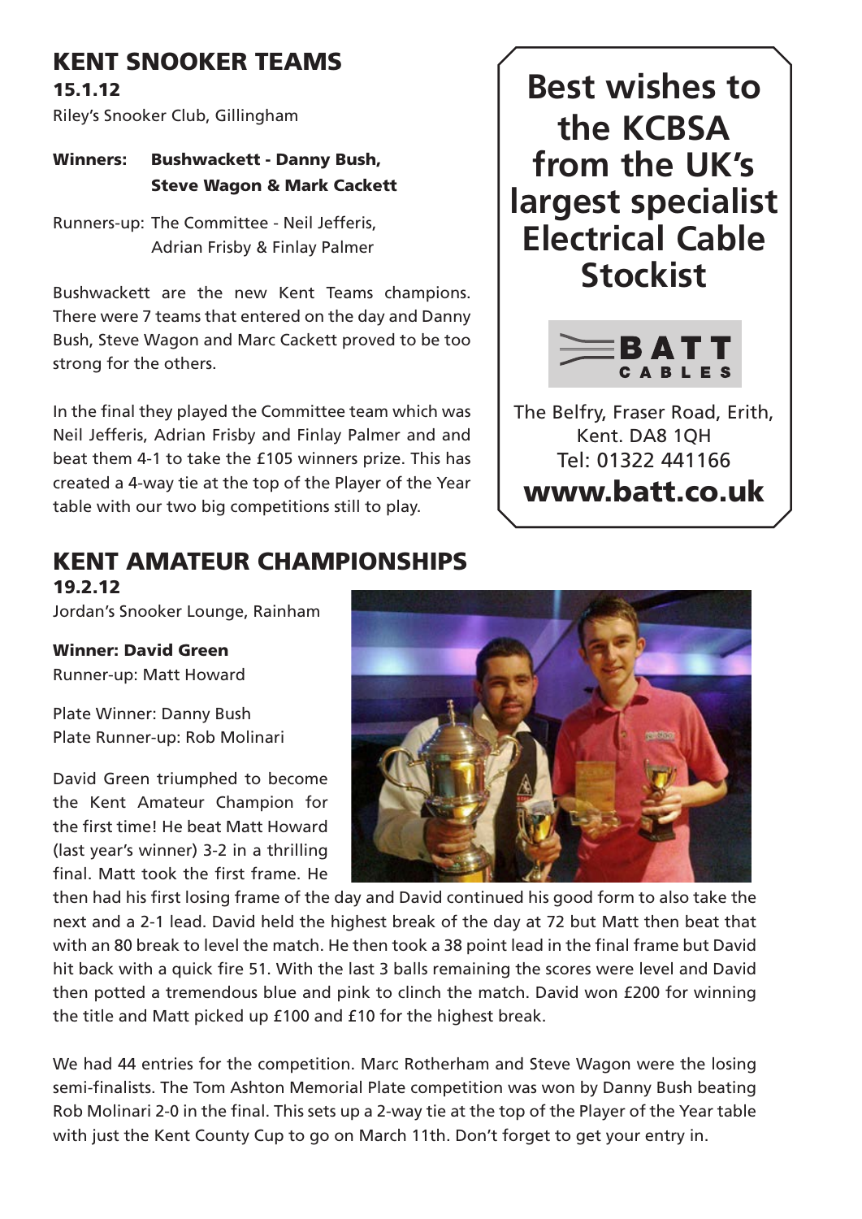## KENT SNOOKER TEAMS

**15.1.12**

Riley's Snooker Club, Gillingham

**Winners: Bushwackett - Danny Bush, Steve Wagon & Mark Cackett**

Runners-up: The Committee - Neil Jefferis, Adrian Frisby & Finlay Palmer

Bushwackett are the new Kent Teams champions. There were 7 teams that entered on the day and Danny Bush, Steve Wagon and Marc Cackett proved to be too strong for the others.

In the final they played the Committee team which was Neil Jefferis, Adrian Frisby and Finlay Palmer and and beat them 4-1 to take the £105 winners prize. This has created a 4-way tie at the top of the Player of the Year table with our two big competitions still to play.

**Best wishes to the KCBSA from the UK's largest specialist Electrical Cable Stockist**

BATT CABLES

The Belfry, Fraser Road, Erith, Kent. DA8 1QH
Tel: 01322 441166
**www.batt.co.uk**

## KENT AMATEUR CHAMPIONSHIPS

**19.2.12**

Jordan's Snooker Lounge, Rainham

**Winner: David Green**
Runner-up: Matt Howard

Plate Winner: Danny Bush
Plate Runner-up: Rob Molinari

David Green triumphed to become the Kent Amateur Champion for the first time! He beat Matt Howard (last year's winner) 3-2 in a thrilling final. Matt took the first frame. He then had his first losing frame of the day and David continued his good form to also take the next and a 2-1 lead. David held the highest break of the day at 72 but Matt then beat that with an 80 break to level the match. He then took a 38 point lead in the final frame but David hit back with a quick fire 51. With the last 3 balls remaining the scores were level and David then potted a tremendous blue and pink to clinch the match. David won £200 for winning the title and Matt picked up £100 and £10 for the highest break.

We had 44 entries for the competition. Marc Rotherham and Steve Wagon were the losing semi-finalists. The Tom Ashton Memorial Plate competition was won by Danny Bush beating Rob Molinari 2-0 in the final. This sets up a 2-way tie at the top of the Player of the Year table with just the Kent County Cup to go on March 11th. Don't forget to get your entry in.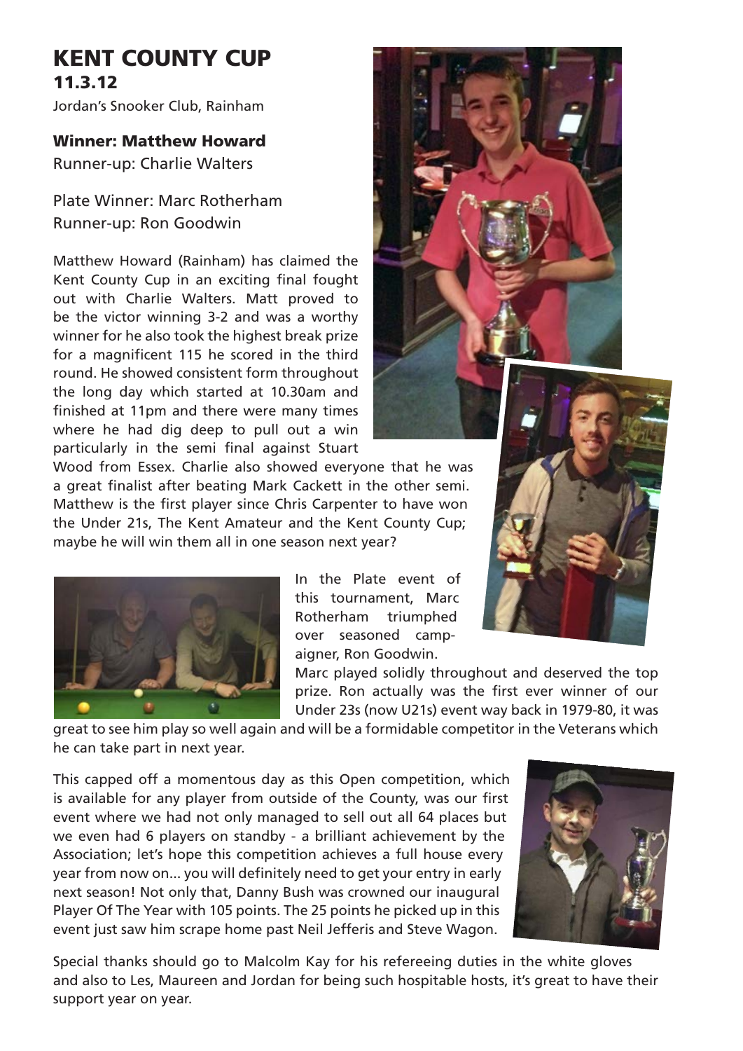# KENT COUNTY CUP

## 11.3.12

Jordan's Snooker Club, Rainham

**Winner: Matthew Howard**
Runner-up: Charlie Walters

Plate Winner: Marc Rotherham
Runner-up: Ron Goodwin

Matthew Howard (Rainham) has claimed the Kent County Cup in an exciting final fought out with Charlie Walters. Matt proved to be the victor winning 3-2 and was a worthy winner for he also took the highest break prize for a magnificent 115 he scored in the third round. He showed consistent form throughout the long day which started at 10.30am and finished at 11pm and there were many times where he had dig deep to pull out a win particularly in the semi final against Stuart Wood from Essex. Charlie also showed everyone that he was a great finalist after beating Mark Cackett in the other semi. Matthew is the first player since Chris Carpenter to have won the Under 21s, The Kent Amateur and the Kent County Cup; maybe he will win them all in one season next year?

In the Plate event of this tournament, Marc Rotherham triumphed over seasoned campaigner, Ron Goodwin. Marc played solidly throughout and deserved the top prize. Ron actually was the first ever winner of our Under 23s (now U21s) event way back in 1979-80, it was great to see him play so well again and will be a formidable competitor in the Veterans which he can take part in next year.

This capped off a momentous day as this Open competition, which is available for any player from outside of the County, was our first event where we had not only managed to sell out all 64 places but we even had 6 players on standby - a brilliant achievement by the Association; let's hope this competition achieves a full house every year from now on... you will definitely need to get your entry in early next season! Not only that, Danny Bush was crowned our inaugural Player Of The Year with 105 points. The 25 points he picked up in this event just saw him scrape home past Neil Jefferis and Steve Wagon.

Special thanks should go to Malcolm Kay for his refereeing duties in the white gloves and also to Les, Maureen and Jordan for being such hospitable hosts, it's great to have their support year on year.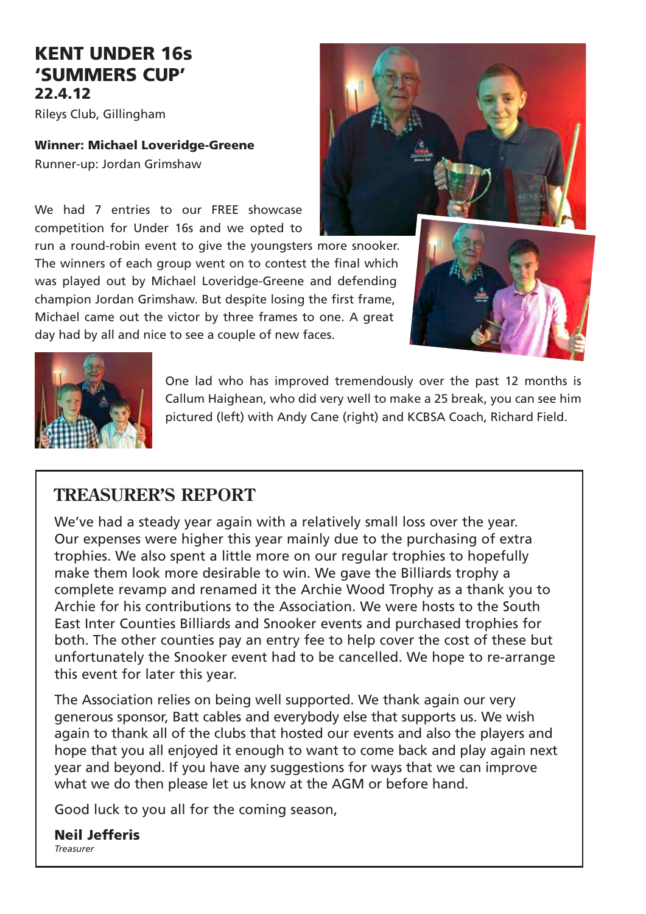## KENT UNDER 16s 'SUMMERS CUP'

**22.4.12**

Rileys Club, Gillingham

**Winner: Michael Loveridge-Greene**

Runner-up: Jordan Grimshaw

We had 7 entries to our FREE showcase competition for Under 16s and we opted to run a round-robin event to give the youngsters more snooker. The winners of each group went on to contest the final which was played out by Michael Loveridge-Greene and defending champion Jordan Grimshaw. But despite losing the first frame, Michael came out the victor by three frames to one. A great day had by all and nice to see a couple of new faces.

One lad who has improved tremendously over the past 12 months is Callum Haighean, who did very well to make a 25 break, you can see him pictured (left) with Andy Cane (right) and KCBSA Coach, Richard Field.

## TREASURER'S REPORT

We've had a steady year again with a relatively small loss over the year. Our expenses were higher this year mainly due to the purchasing of extra trophies. We also spent a little more on our regular trophies to hopefully make them look more desirable to win. We gave the Billiards trophy a complete revamp and renamed it the Archie Wood Trophy as a thank you to Archie for his contributions to the Association. We were hosts to the South East Inter Counties Billiards and Snooker events and purchased trophies for both. The other counties pay an entry fee to help cover the cost of these but unfortunately the Snooker event had to be cancelled. We hope to re-arrange this event for later this year.

The Association relies on being well supported. We thank again our very generous sponsor, Batt cables and everybody else that supports us. We wish again to thank all of the clubs that hosted our events and also the players and hope that you all enjoyed it enough to want to come back and play again next year and beyond. If you have any suggestions for ways that we can improve what we do then please let us know at the AGM or before hand.

Good luck to you all for the coming season,

**Neil Jefferis**
*Treasurer*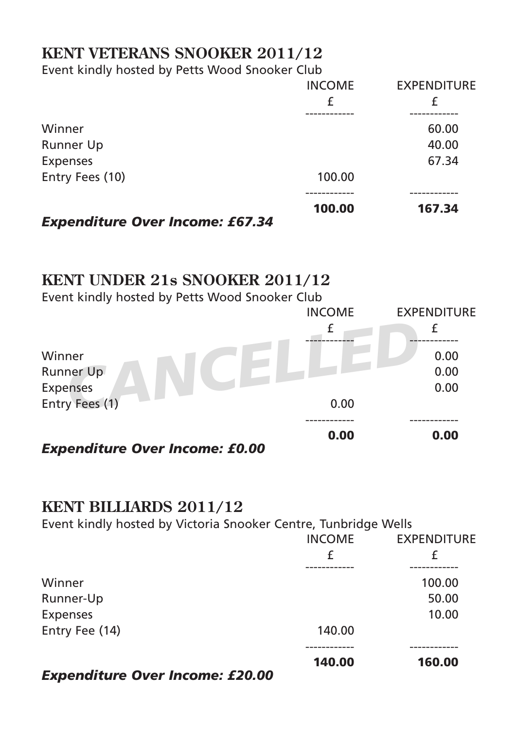## KENT VETERANS SNOOKER 2011/12

Event kindly hosted by Petts Wood Snooker Club

| | INCOME £ | EXPENDITURE £ |
|---|---|---|
| Winner | | 60.00 |
| Runner Up | | 40.00 |
| Expenses | | 67.34 |
| Entry Fees (10) | 100.00 | |
| | **100.00** | **167.34** |

***Expenditure Over Income: £67.34***

## KENT UNDER 21s SNOOKER 2011/12

Event kindly hosted by Petts Wood Snooker Club

CANCELLED

| | INCOME £ | EXPENDITURE £ |
|---|---|---|
| Winner | | 0.00 |
| Runner Up | | 0.00 |
| Expenses | | 0.00 |
| Entry Fees (1) | 0.00 | |
| | **0.00** | **0.00** |

***Expenditure Over Income: £0.00***

## KENT BILLIARDS 2011/12

Event kindly hosted by Victoria Snooker Centre, Tunbridge Wells

| | INCOME £ | EXPENDITURE £ |
|---|---|---|
| Winner | | 100.00 |
| Runner-Up | | 50.00 |
| Expenses | | 10.00 |
| Entry Fee (14) | 140.00 | |
| | **140.00** | **160.00** |

***Expenditure Over Income: £20.00***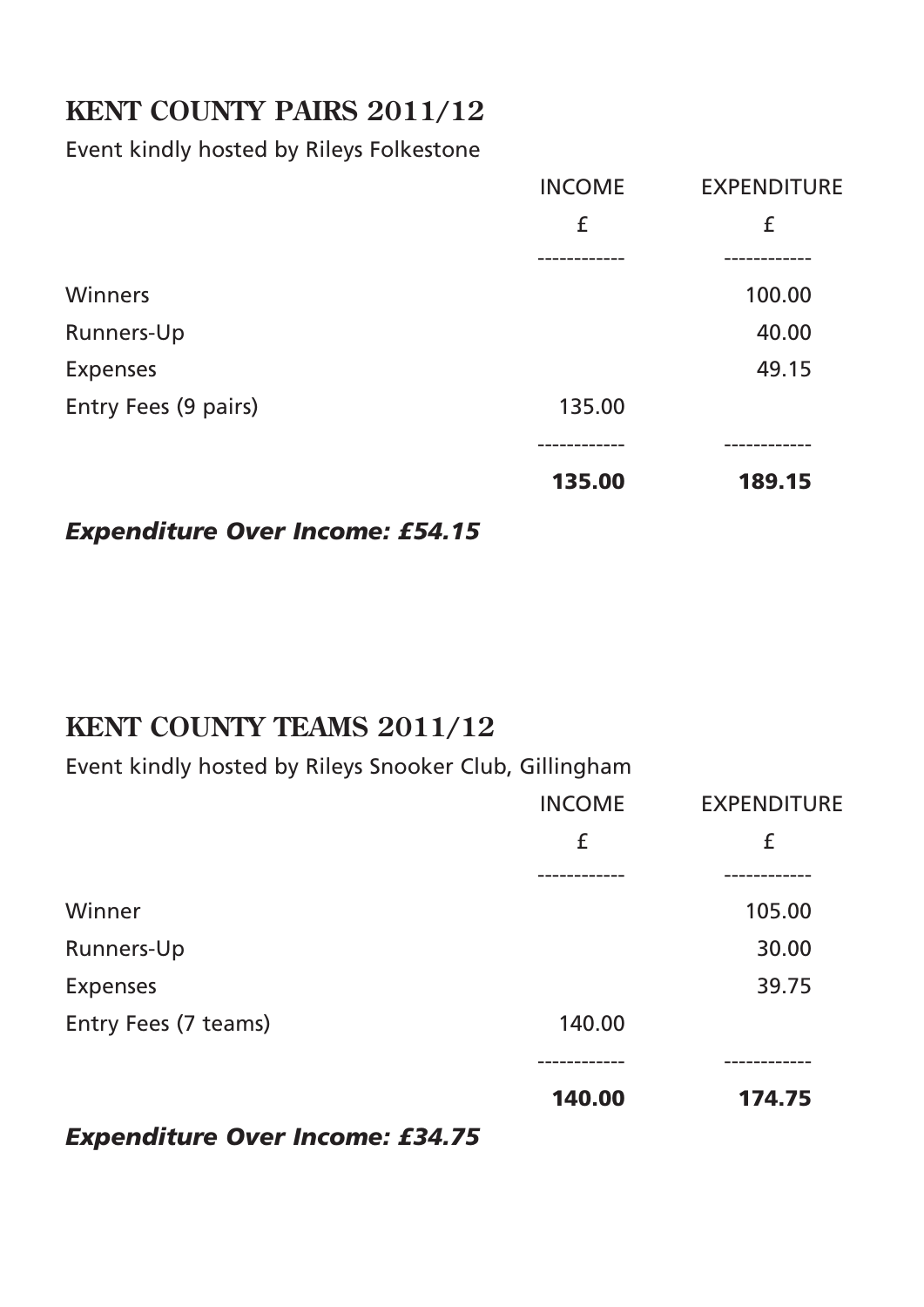## KENT COUNTY PAIRS 2011/12

Event kindly hosted by Rileys Folkestone

| | INCOME | EXPENDITURE |
|---|---|---|
| | £ | £ |
| Winners | | 100.00 |
| Runners-Up | | 40.00 |
| Expenses | | 49.15 |
| Entry Fees (9 pairs) | 135.00 | |
| | **135.00** | **189.15** |

***Expenditure Over Income: £54.15***

## KENT COUNTY TEAMS 2011/12

Event kindly hosted by Rileys Snooker Club, Gillingham

| | INCOME | EXPENDITURE |
|---|---|---|
| | £ | £ |
| Winner | | 105.00 |
| Runners-Up | | 30.00 |
| Expenses | | 39.75 |
| Entry Fees (7 teams) | 140.00 | |
| | **140.00** | **174.75** |

***Expenditure Over Income: £34.75***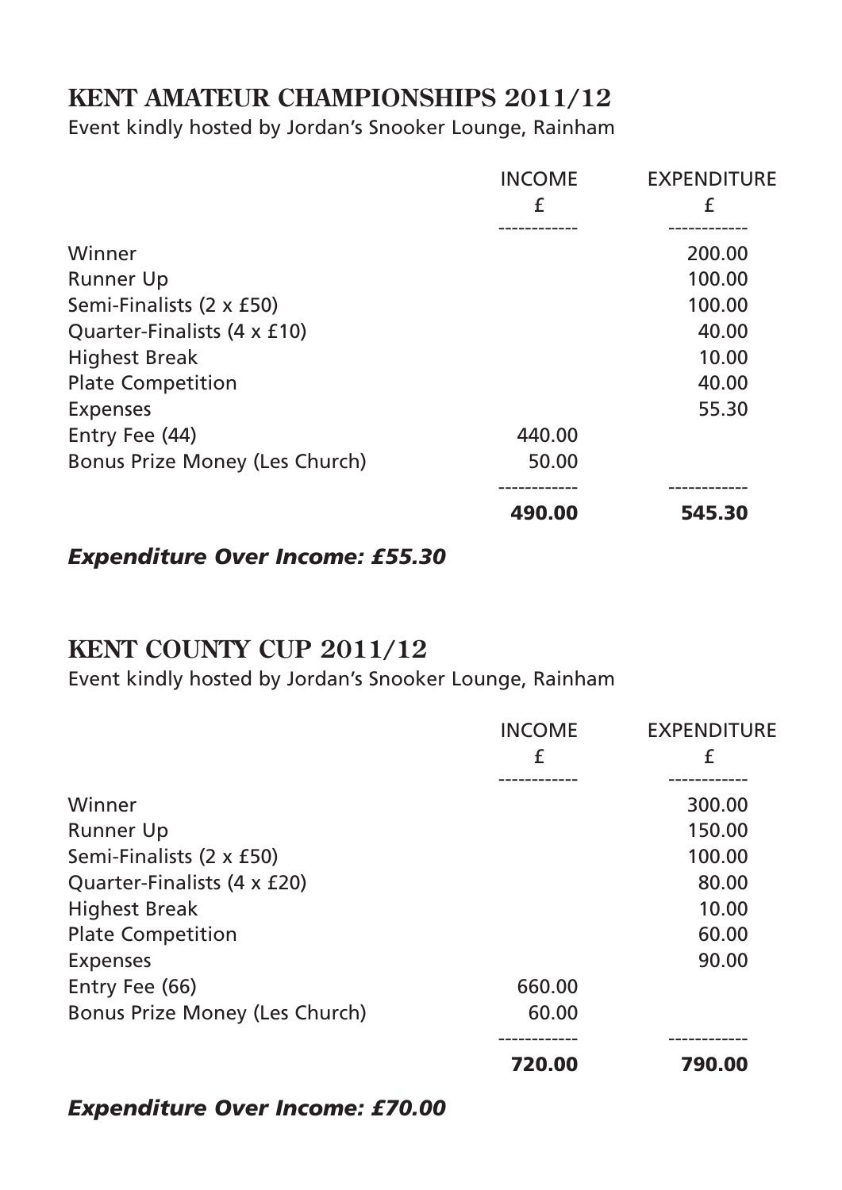## KENT AMATEUR CHAMPIONSHIPS 2011/12

Event kindly hosted by Jordan's Snooker Lounge, Rainham

| | INCOME £ | EXPENDITURE £ |
|---|---|---|
| Winner | | 200.00 |
| Runner Up | | 100.00 |
| Semi-Finalists (2 x £50) | | 100.00 |
| Quarter-Finalists (4 x £10) | | 40.00 |
| Highest Break | | 10.00 |
| Plate Competition | | 40.00 |
| Expenses | | 55.30 |
| Entry Fee (44) | 440.00 | |
| Bonus Prize Money (Les Church) | 50.00 | |
| | **490.00** | **545.30** |

***Expenditure Over Income: £55.30***

## KENT COUNTY CUP 2011/12

Event kindly hosted by Jordan's Snooker Lounge, Rainham

| | INCOME £ | EXPENDITURE £ |
|---|---|---|
| Winner | | 300.00 |
| Runner Up | | 150.00 |
| Semi-Finalists (2 x £50) | | 100.00 |
| Quarter-Finalists (4 x £20) | | 80.00 |
| Highest Break | | 10.00 |
| Plate Competition | | 60.00 |
| Expenses | | 90.00 |
| Entry Fee (66) | 660.00 | |
| Bonus Prize Money (Les Church) | 60.00 | |
| | **720.00** | **790.00** |

***Expenditure Over Income: £70.00***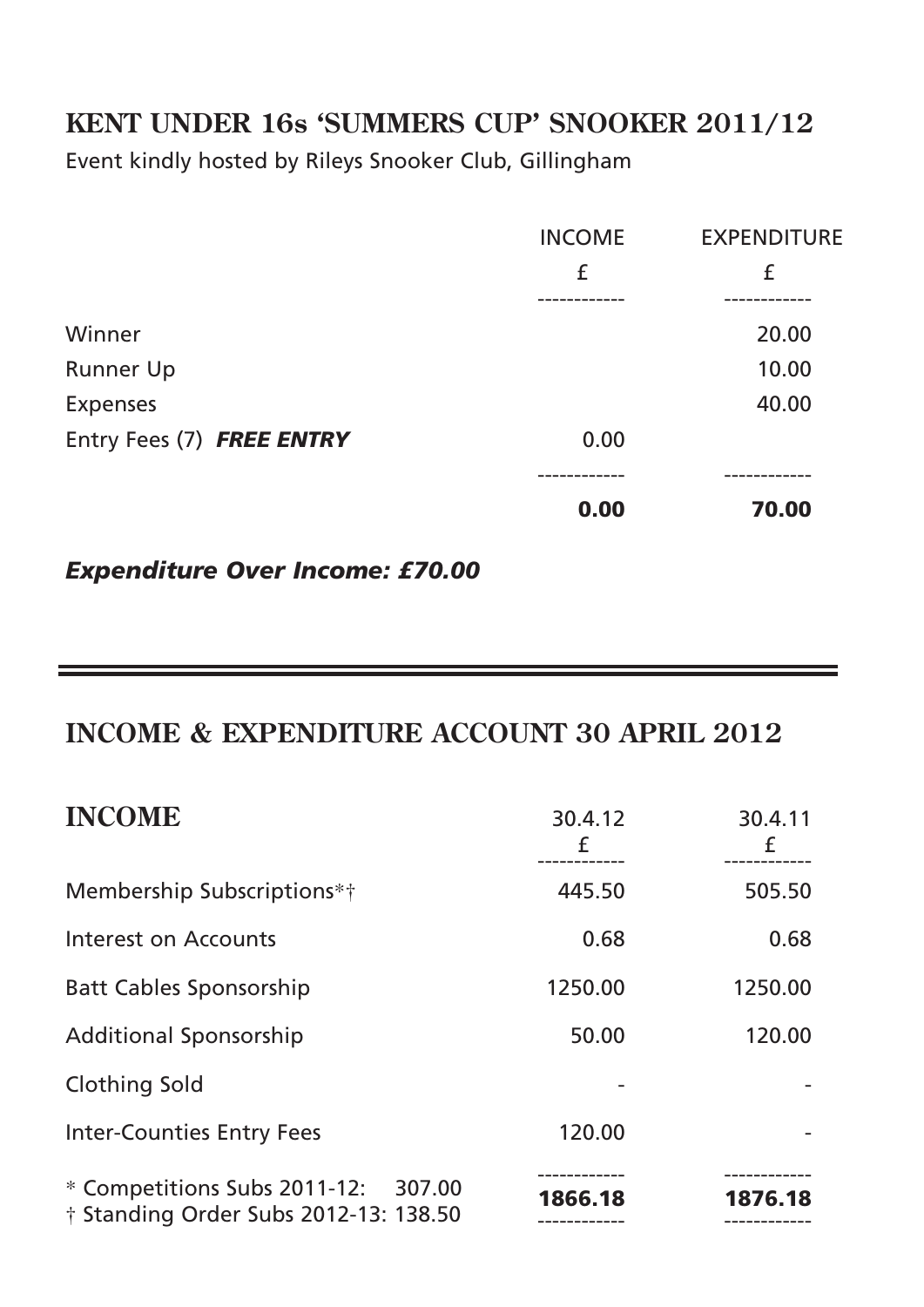## KENT UNDER 16s 'SUMMERS CUP' SNOOKER 2011/12

Event kindly hosted by Rileys Snooker Club, Gillingham

| | INCOME £ | EXPENDITURE £ |
|---|---|---|
| Winner | | 20.00 |
| Runner Up | | 10.00 |
| Expenses | | 40.00 |
| Entry Fees (7) ***FREE ENTRY*** | 0.00 | |
| | **0.00** | **70.00** |

***Expenditure Over Income: £70.00***

---

## INCOME & EXPENDITURE ACCOUNT 30 APRIL 2012

| **INCOME** | 30.4.12 £ | 30.4.11 £ |
|---|---|---|
| Membership Subscriptions*† | 445.50 | 505.50 |
| Interest on Accounts | 0.68 | 0.68 |
| Batt Cables Sponsorship | 1250.00 | 1250.00 |
| Additional Sponsorship | 50.00 | 120.00 |
| Clothing Sold | - | - |
| Inter-Counties Entry Fees | 120.00 | - |
| | **1866.18** | **1876.18** |

* Competitions Subs 2011-12: 307.00
† Standing Order Subs 2012-13: 138.50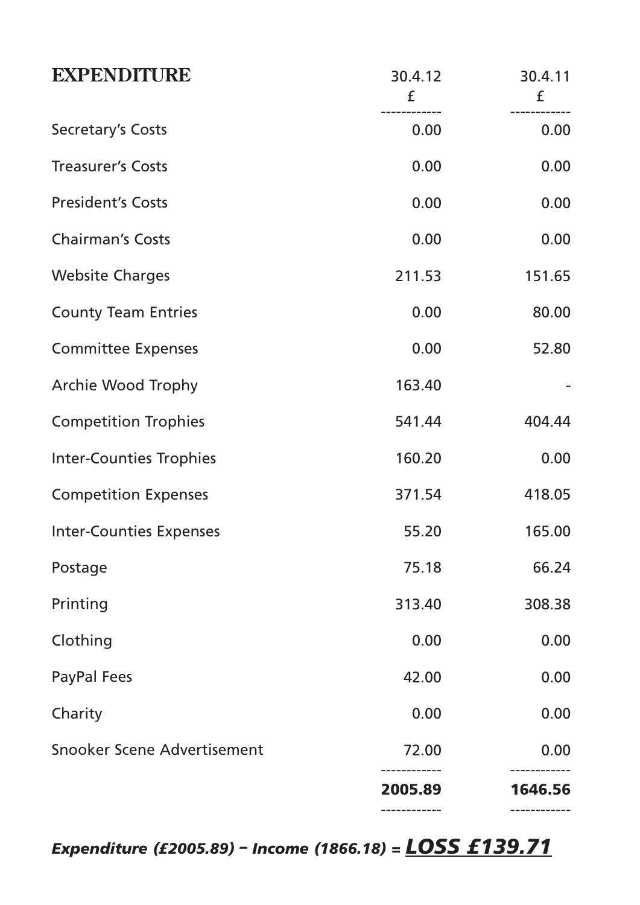| **EXPENDITURE** | 30.4.12<br>£ | 30.4.11<br>£ |
|---|---|---|
| Secretary's Costs | 0.00 | 0.00 |
| Treasurer's Costs | 0.00 | 0.00 |
| President's Costs | 0.00 | 0.00 |
| Chairman's Costs | 0.00 | 0.00 |
| Website Charges | 211.53 | 151.65 |
| County Team Entries | 0.00 | 80.00 |
| Committee Expenses | 0.00 | 52.80 |
| Archie Wood Trophy | 163.40 | - |
| Competition Trophies | 541.44 | 404.44 |
| Inter-Counties Trophies | 160.20 | 0.00 |
| Competition Expenses | 371.54 | 418.05 |
| Inter-Counties Expenses | 55.20 | 165.00 |
| Postage | 75.18 | 66.24 |
| Printing | 313.40 | 308.38 |
| Clothing | 0.00 | 0.00 |
| PayPal Fees | 42.00 | 0.00 |
| Charity | 0.00 | 0.00 |
| Snooker Scene Advertisement | 72.00 | 0.00 |
| | **2005.89** | **1646.56** |

***Expenditure (£2005.89) – Income (1866.18) = LOSS £139.71***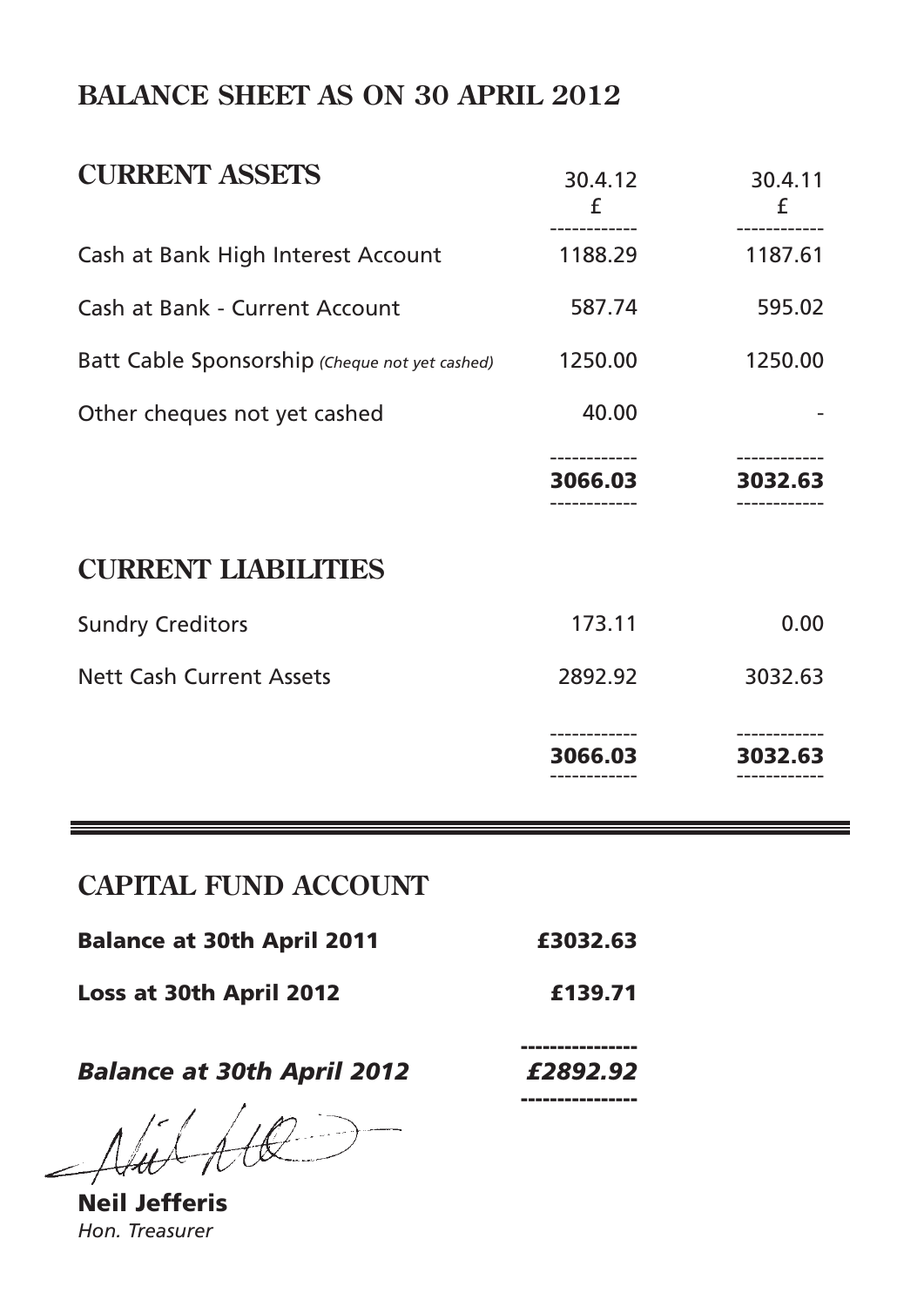# BALANCE SHEET AS ON 30 APRIL 2012

## CURRENT ASSETS

| | 30.4.12 £ | 30.4.11 £ |
|---|---|---|
| Cash at Bank High Interest Account | 1188.29 | 1187.61 |
| Cash at Bank - Current Account | 587.74 | 595.02 |
| Batt Cable Sponsorship *(Cheque not yet cashed)* | 1250.00 | 1250.00 |
| Other cheques not yet cashed | 40.00 | - |
| | **3066.03** | **3032.63** |

## CURRENT LIABILITIES

| | | |
|---|---|---|
| Sundry Creditors | 173.11 | 0.00 |
| Nett Cash Current Assets | 2892.92 | 3032.63 |
| | **3066.03** | **3032.63** |

## CAPITAL FUND ACCOUNT

| | |
|---|---|
| **Balance at 30th April 2011** | **£3032.63** |
| **Loss at 30th April 2012** | **£139.71** |
| ***Balance at 30th April 2012*** | ***£2892.92*** |

**Neil Jefferis**
*Hon. Treasurer*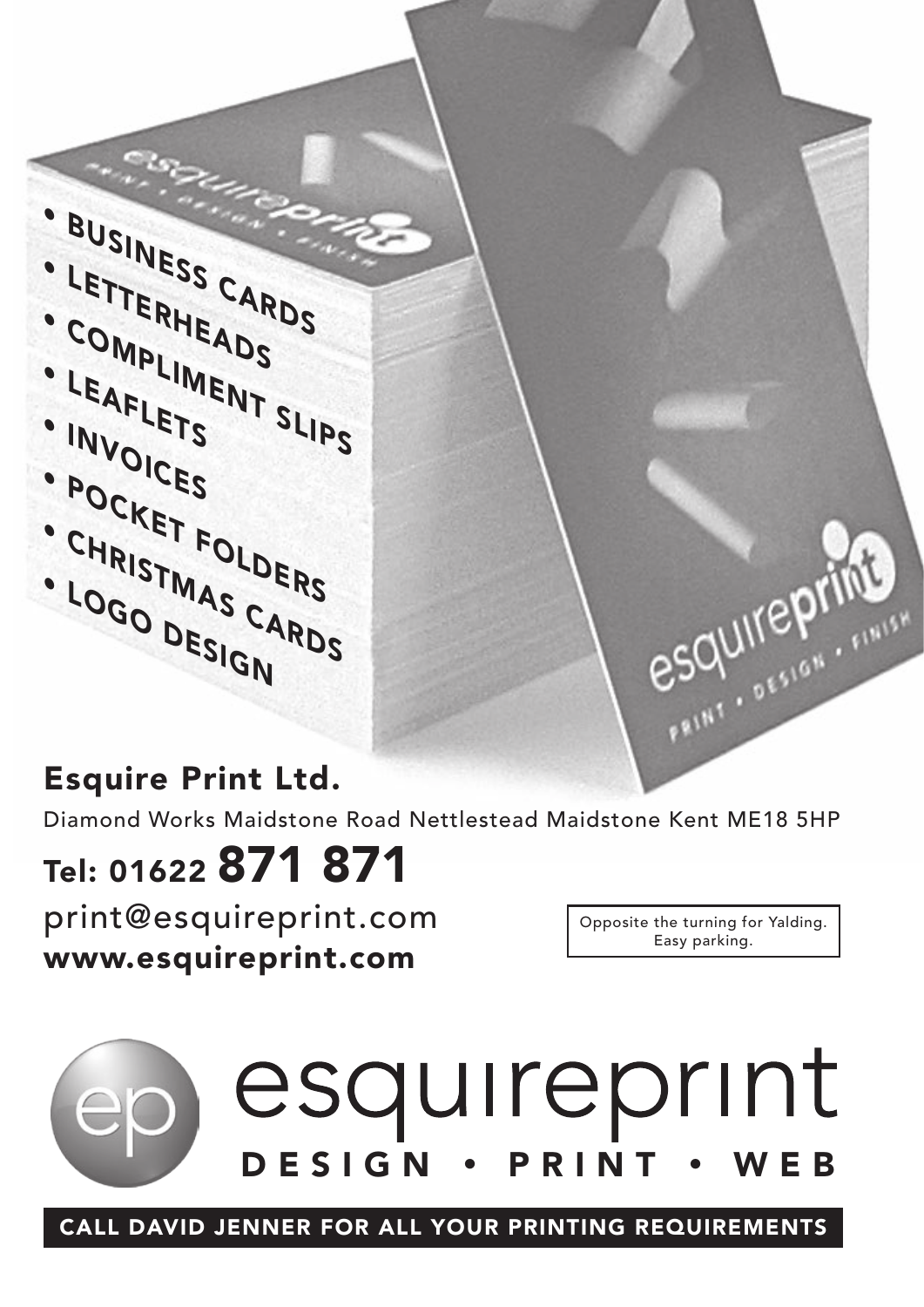- BUSINESS CARDS
- LETTERHEADS
- COMPLIMENT SLIPS
- LEAFLETS
- INVOICES
- POCKET FOLDERS
- CHRISTMAS CARDS
- LOGO DESIGN

## Esquire Print Ltd.

Diamond Works Maidstone Road Nettlestead Maidstone Kent ME18 5HP

## Tel: 01622 871 871

print@esquireprint.com

**www.esquireprint.com**

Opposite the turning for Yalding.
Easy parking.

# esquireprint

**DESIGN • PRINT • WEB**

**CALL DAVID JENNER FOR ALL YOUR PRINTING REQUIREMENTS**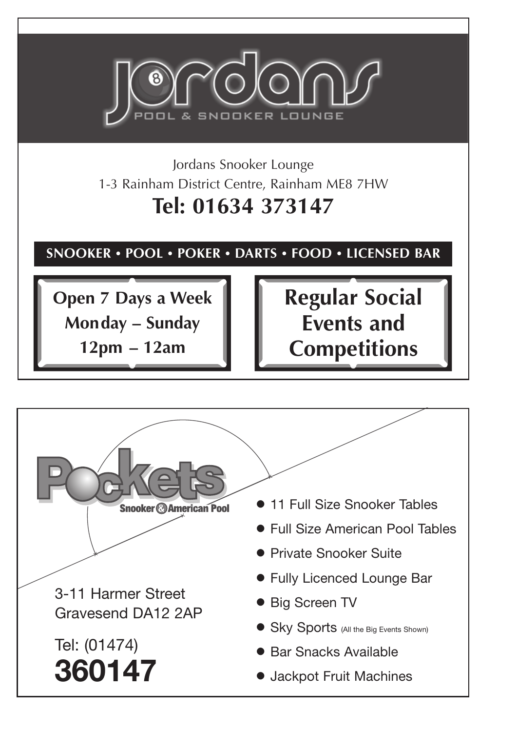# Jordans

POOL & SNOOKER LOUNGE

Jordans Snooker Lounge
1-3 Rainham District Centre, Rainham ME8 7HW

**Tel: 01634 373147**

**SNOOKER • POOL • POKER • DARTS • FOOD • LICENSED BAR**

**Open 7 Days a Week**
**Monday – Sunday**
**12pm – 12am**

**Regular Social Events and Competitions**

---

# Pockets

**Snooker & American Pool**

- 11 Full Size Snooker Tables
- Full Size American Pool Tables
- Private Snooker Suite
- Fully Licenced Lounge Bar
- Big Screen TV
- Sky Sports (All the Big Events Shown)
- Bar Snacks Available
- Jackpot Fruit Machines

3-11 Harmer Street
Gravesend DA12 2AP

Tel: (01474)
**360147**